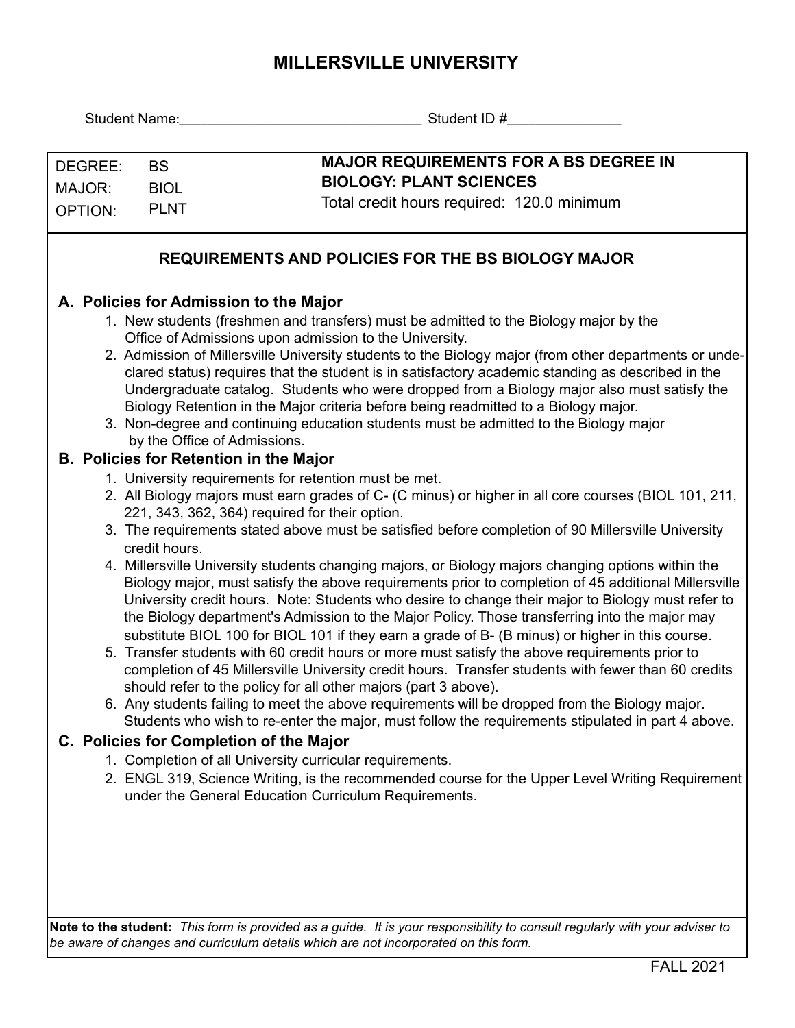# MILLERSVILLE UNIVERSITY

Student Name:______________________________ Student ID #______________

| DEGREE: | BS | **MAJOR REQUIREMENTS FOR A BS DEGREE IN BIOLOGY: PLANT SCIENCES** |
|---|---|---|
| MAJOR: | BIOL | Total credit hours required: 120.0 minimum |
| OPTION: | PLNT | |

## REQUIREMENTS AND POLICIES FOR THE BS BIOLOGY MAJOR

### A. Policies for Admission to the Major

1. New students (freshmen and transfers) must be admitted to the Biology major by the Office of Admissions upon admission to the University.
2. Admission of Millersville University students to the Biology major (from other departments or undeclared status) requires that the student is in satisfactory academic standing as described in the Undergraduate catalog. Students who were dropped from a Biology major also must satisfy the Biology Retention in the Major criteria before being readmitted to a Biology major.
3. Non-degree and continuing education students must be admitted to the Biology major by the Office of Admissions.

### B. Policies for Retention in the Major

1. University requirements for retention must be met.
2. All Biology majors must earn grades of C- (C minus) or higher in all core courses (BIOL 101, 211, 221, 343, 362, 364) required for their option.
3. The requirements stated above must be satisfied before completion of 90 Millersville University credit hours.
4. Millersville University students changing majors, or Biology majors changing options within the Biology major, must satisfy the above requirements prior to completion of 45 additional Millersville University credit hours. Note: Students who desire to change their major to Biology must refer to the Biology department's Admission to the Major Policy. Those transferring into the major may substitute BIOL 100 for BIOL 101 if they earn a grade of B- (B minus) or higher in this course.
5. Transfer students with 60 credit hours or more must satisfy the above requirements prior to completion of 45 Millersville University credit hours. Transfer students with fewer than 60 credits should refer to the policy for all other majors (part 3 above).
6. Any students failing to meet the above requirements will be dropped from the Biology major. Students who wish to re-enter the major, must follow the requirements stipulated in part 4 above.

### C. Policies for Completion of the Major

1. Completion of all University curricular requirements.
2. ENGL 319, Science Writing, is the recommended course for the Upper Level Writing Requirement under the General Education Curriculum Requirements.

**Note to the student:** *This form is provided as a guide. It is your responsibility to consult regularly with your adviser to be aware of changes and curriculum details which are not incorporated on this form.*

FALL 2021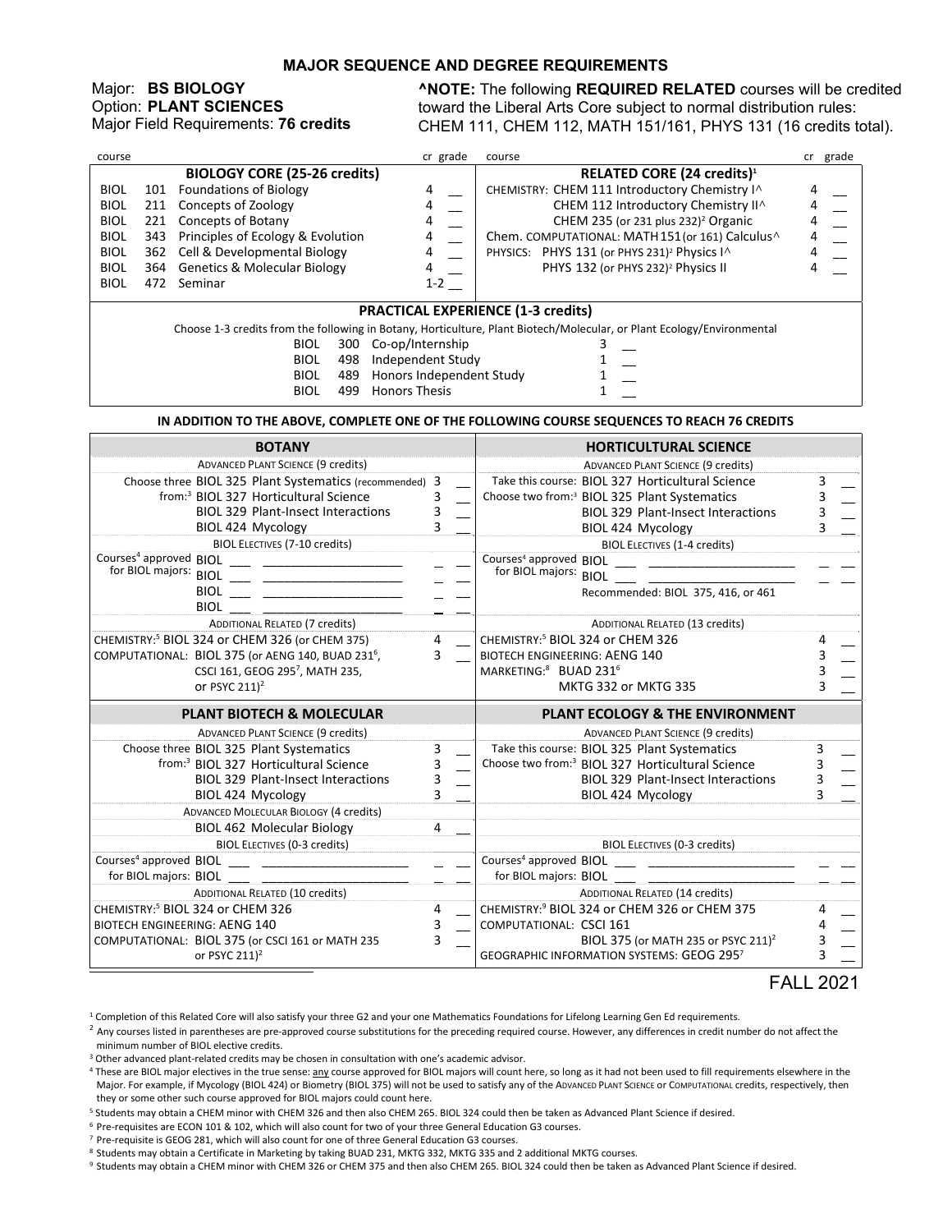# MAJOR SEQUENCE AND DEGREE REQUIREMENTS

Major: **BS BIOLOGY**
Option: **PLANT SCIENCES**
Major Field Requirements: **76 credits**

**^NOTE:** The following **REQUIRED RELATED** courses will be credited toward the Liberal Arts Core subject to normal distribution rules: CHEM 111, CHEM 112, MATH 151/161, PHYS 131 (16 credits total).

| course | cr | grade |
|---|---|---|
| **BIOLOGY CORE (25-26 credits)** | | |
| BIOL 101 Foundations of Biology | 4 | __ |
| BIOL 211 Concepts of Zoology | 4 | __ |
| BIOL 221 Concepts of Botany | 4 | __ |
| BIOL 343 Principles of Ecology & Evolution | 4 | __ |
| BIOL 362 Cell & Developmental Biology | 4 | __ |
| BIOL 364 Genetics & Molecular Biology | 4 | __ |
| BIOL 472 Seminar | 1-2 | __ |

| course | cr | grade |
|---|---|---|
| **RELATED CORE (24 credits)[1]** | | |
| CHEMISTRY: CHEM 111 Introductory Chemistry I^ | 4 | __ |
| CHEM 112 Introductory Chemistry II^ | 4 | __ |
| CHEM 235 (or 231 plus 232)[2] Organic | 4 | __ |
| Chem. COMPUTATIONAL: MATH 151 (or 161) Calculus^ | 4 | __ |
| PHYSICS: PHYS 131 (or PHYS 231)[2] Physics I^ | 4 | __ |
| PHYS 132 (or PHYS 232)[2] Physics II | 4 | __ |

**PRACTICAL EXPERIENCE (1-3 credits)**

Choose 1-3 credits from the following in Botany, Horticulture, Plant Biotech/Molecular, or Plant Ecology/Environmental

| course | cr | grade |
|---|---|---|
| BIOL 300 Co-op/Internship | 3 | __ |
| BIOL 498 Independent Study | 1 | __ |
| BIOL 489 Honors Independent Study | 1 | __ |
| BIOL 499 Honors Thesis | 1 | __ |

**IN ADDITION TO THE ABOVE, COMPLETE ONE OF THE FOLLOWING COURSE SEQUENCES TO REACH 76 CREDITS**

## BOTANY

| course | cr | grade |
|---|---|---|
| ADVANCED PLANT SCIENCE (9 credits) | | |
| Choose three from:[3] BIOL 325 Plant Systematics (recommended) | 3 | __ |
| BIOL 327 Horticultural Science | 3 | __ |
| BIOL 329 Plant-Insect Interactions | 3 | __ |
| BIOL 424 Mycology | 3 | __ |
| BIOL ELECTIVES (7-10 credits) | | |
| Courses[4] approved for BIOL majors: BIOL ___ ________ | __ | __ |
| BIOL ___ ________ | __ | __ |
| BIOL ___ ________ | __ | __ |
| BIOL ___ ________ | __ | __ |
| ADDITIONAL RELATED (7 credits) | | |
| CHEMISTRY:[5] BIOL 324 or CHEM 326 (or CHEM 375) | 4 | __ |
| COMPUTATIONAL: BIOL 375 (or AENG 140, BUAD 231[6], CSCI 161, GEOG 295[7], MATH 235, or PSYC 211)[2] | 3 | __ |

## HORTICULTURAL SCIENCE

| course | cr | grade |
|---|---|---|
| ADVANCED PLANT SCIENCE (9 credits) | | |
| Take this course: BIOL 327 Horticultural Science | 3 | __ |
| Choose two from:[3] BIOL 325 Plant Systematics | 3 | __ |
| BIOL 329 Plant-Insect Interactions | 3 | __ |
| BIOL 424 Mycology | 3 | __ |
| BIOL ELECTIVES (1-4 credits) | | |
| Courses[4] approved for BIOL majors: BIOL ___ ________ | __ | __ |
| BIOL ___ ________ | __ | __ |
| Recommended: BIOL 375, 416, or 461 | | |
| ADDITIONAL RELATED (13 credits) | | |
| CHEMISTRY:[5] BIOL 324 or CHEM 326 | 4 | __ |
| BIOTECH ENGINEERING: AENG 140 | 3 | __ |
| MARKETING:[8] BUAD 231[6] | 3 | __ |
| MKTG 332 or MKTG 335 | 3 | __ |

## PLANT BIOTECH & MOLECULAR

| course | cr | grade |
|---|---|---|
| ADVANCED PLANT SCIENCE (9 credits) | | |
| Choose three from:[3] BIOL 325 Plant Systematics | 3 | __ |
| BIOL 327 Horticultural Science | 3 | __ |
| BIOL 329 Plant-Insect Interactions | 3 | __ |
| BIOL 424 Mycology | 3 | __ |
| ADVANCED MOLECULAR BIOLOGY (4 credits) | | |
| BIOL 462 Molecular Biology | 4 | __ |
| BIOL ELECTIVES (0-3 credits) | | |
| Courses[4] approved for BIOL majors: BIOL ___ ________ | __ | __ |
| BIOL ___ ________ | | |
| ADDITIONAL RELATED (10 credits) | | |
| CHEMISTRY:[5] BIOL 324 or CHEM 326 | 4 | __ |
| BIOTECH ENGINEERING: AENG 140 | 3 | __ |
| COMPUTATIONAL: BIOL 375 (or CSCI 161 or MATH 235 or PSYC 211)[2] | 3 | __ |

## PLANT ECOLOGY & THE ENVIRONMENT

| course | cr | grade |
|---|---|---|
| ADVANCED PLANT SCIENCE (9 credits) | | |
| Take this course: BIOL 325 Plant Systematics | 3 | __ |
| Choose two from:[3] BIOL 327 Horticultural Science | 3 | __ |
| BIOL 329 Plant-Insect Interactions | 3 | __ |
| BIOL 424 Mycology | 3 | __ |
| BIOL ELECTIVES (0-3 credits) | | |
| Courses[4] approved for BIOL majors: BIOL ___ ________ | __ | __ |
| BIOL ___ ________ | | |
| ADDITIONAL RELATED (14 credits) | | |
| CHEMISTRY:[9] BIOL 324 or CHEM 326 or CHEM 375 | 4 | __ |
| COMPUTATIONAL: CSCI 161 | 4 | __ |
| BIOL 375 (or MATH 235 or PSYC 211)[2] | 3 | __ |
| GEOGRAPHIC INFORMATION SYSTEMS: GEOG 295[7] | 3 | __ |

FALL 2021

[1] Completion of this Related Core will also satisfy your three G2 and your one Mathematics Foundations for Lifelong Learning Gen Ed requirements.

[2] Any courses listed in parentheses are pre-approved course substitutions for the preceding required course. However, any differences in credit number do not affect the minimum number of BIOL elective credits.

[3] Other advanced plant-related credits may be chosen in consultation with one's academic advisor.

[4] These are BIOL major electives in the true sense: any course approved for BIOL majors will count here, so long as it had not been used to fill requirements elsewhere in the Major. For example, if Mycology (BIOL 424) or Biometry (BIOL 375) will not be used to satisfy any of the ADVANCED PLANT SCIENCE or COMPUTATIONAL credits, respectively, then they or some other such course approved for BIOL majors could count here.

[5] Students may obtain a CHEM minor with CHEM 326 and then also CHEM 265. BIOL 324 could then be taken as Advanced Plant Science if desired.

[6] Pre-requisites are ECON 101 & 102, which will also count for two of your three General Education G3 courses.

[7] Pre-requisite is GEOG 281, which will also count for one of three General Education G3 courses.

[8] Students may obtain a Certificate in Marketing by taking BUAD 231, MKTG 332, MKTG 335 and 2 additional MKTG courses.

[9] Students may obtain a CHEM minor with CHEM 326 or CHEM 375 and then also CHEM 265. BIOL 324 could then be taken as Advanced Plant Science if desired.